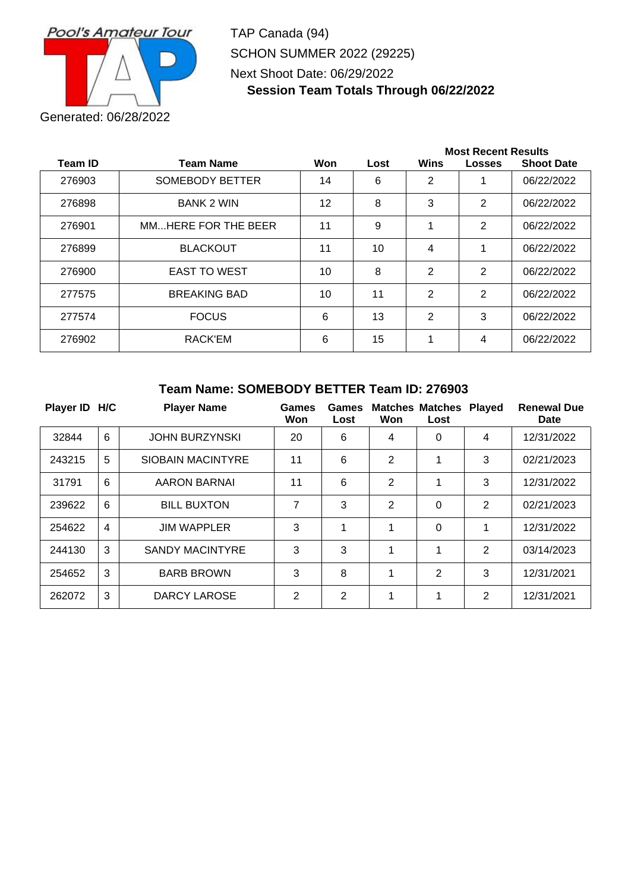Pool's Amateur Tour

TAP Canada (94)
SCHON SUMMER 2022 (29225)
Next Shoot Date: 06/29/2022

**Session Team Totals Through 06/22/2022**

Generated: 06/28/2022

| Team ID | Team Name | Won | Lost | Most Recent Results Wins | Losses | Shoot Date |
|---|---|---|---|---|---|---|
| 276903 | SOMEBODY BETTER | 14 | 6 | 2 | 1 | 06/22/2022 |
| 276898 | BANK 2 WIN | 12 | 8 | 3 | 2 | 06/22/2022 |
| 276901 | MM...HERE FOR THE BEER | 11 | 9 | 1 | 2 | 06/22/2022 |
| 276899 | BLACKOUT | 11 | 10 | 4 | 1 | 06/22/2022 |
| 276900 | EAST TO WEST | 10 | 8 | 2 | 2 | 06/22/2022 |
| 277575 | BREAKING BAD | 10 | 11 | 2 | 2 | 06/22/2022 |
| 277574 | FOCUS | 6 | 13 | 2 | 3 | 06/22/2022 |
| 276902 | RACK'EM | 6 | 15 | 1 | 4 | 06/22/2022 |

## Team Name: SOMEBODY BETTER Team ID: 276903

| Player ID | H/C | Player Name | Games Won | Games Lost | Matches Won | Matches Lost | Played | Renewal Due Date |
|---|---|---|---|---|---|---|---|---|
| 32844 | 6 | JOHN BURZYNSKI | 20 | 6 | 4 | 0 | 4 | 12/31/2022 |
| 243215 | 5 | SIOBAIN MACINTYRE | 11 | 6 | 2 | 1 | 3 | 02/21/2023 |
| 31791 | 6 | AARON BARNAI | 11 | 6 | 2 | 1 | 3 | 12/31/2022 |
| 239622 | 6 | BILL BUXTON | 7 | 3 | 2 | 0 | 2 | 02/21/2023 |
| 254622 | 4 | JIM WAPPLER | 3 | 1 | 1 | 0 | 1 | 12/31/2022 |
| 244130 | 3 | SANDY MACINTYRE | 3 | 3 | 1 | 1 | 2 | 03/14/2023 |
| 254652 | 3 | BARB BROWN | 3 | 8 | 1 | 2 | 3 | 12/31/2021 |
| 262072 | 3 | DARCY LAROSE | 2 | 2 | 1 | 1 | 2 | 12/31/2021 |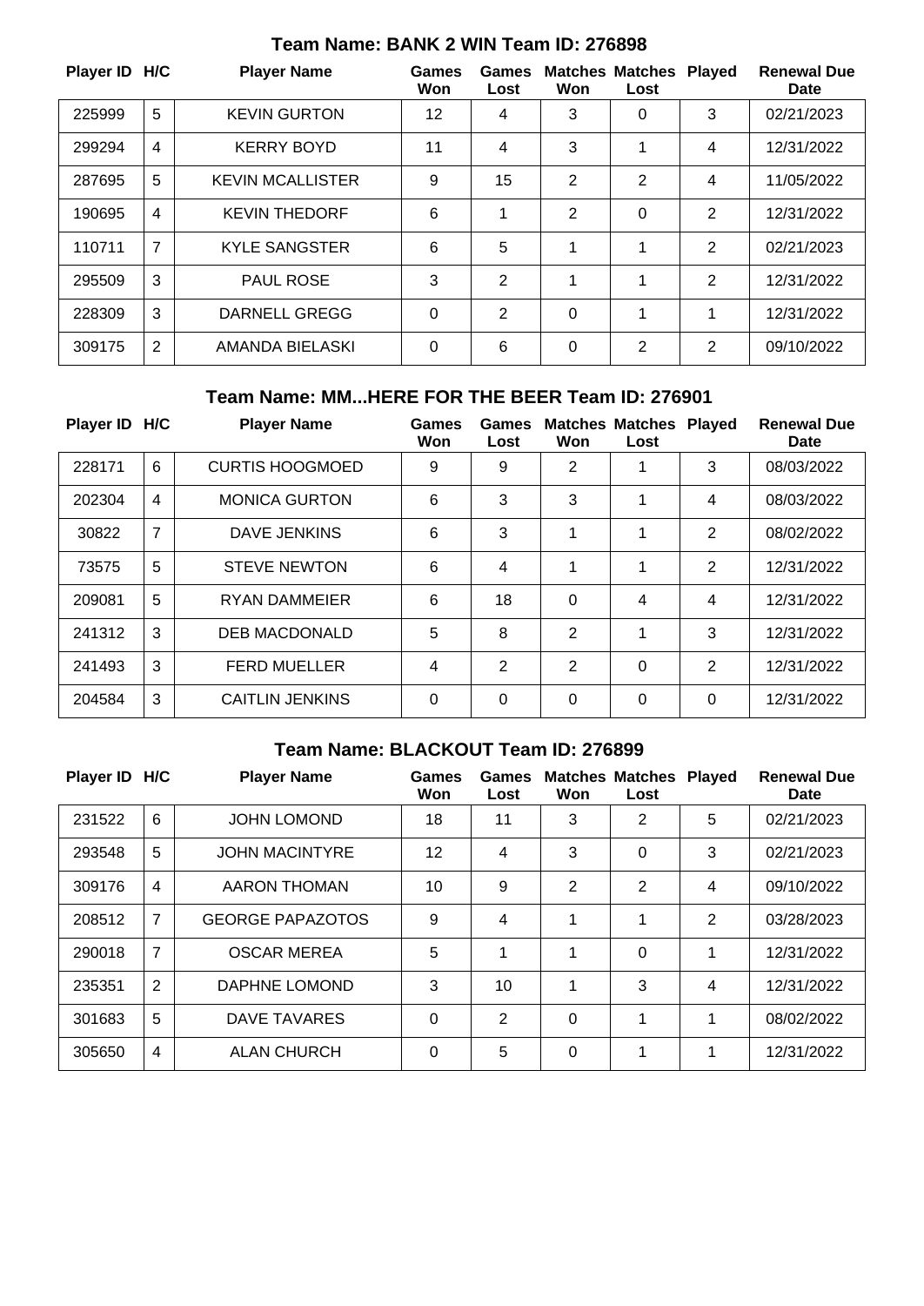## Team Name: BANK 2 WIN Team ID: 276898

| Player ID | H/C | Player Name | Games Won | Games Lost | Matches Won | Matches Lost | Played | Renewal Due Date |
|---|---|---|---|---|---|---|---|---|
| 225999 | 5 | KEVIN GURTON | 12 | 4 | 3 | 0 | 3 | 02/21/2023 |
| 299294 | 4 | KERRY BOYD | 11 | 4 | 3 | 1 | 4 | 12/31/2022 |
| 287695 | 5 | KEVIN MCALLISTER | 9 | 15 | 2 | 2 | 4 | 11/05/2022 |
| 190695 | 4 | KEVIN THEDORF | 6 | 1 | 2 | 0 | 2 | 12/31/2022 |
| 110711 | 7 | KYLE SANGSTER | 6 | 5 | 1 | 1 | 2 | 02/21/2023 |
| 295509 | 3 | PAUL ROSE | 3 | 2 | 1 | 1 | 2 | 12/31/2022 |
| 228309 | 3 | DARNELL GREGG | 0 | 2 | 0 | 1 | 1 | 12/31/2022 |
| 309175 | 2 | AMANDA BIELASKI | 0 | 6 | 0 | 2 | 2 | 09/10/2022 |

## Team Name: MM...HERE FOR THE BEER Team ID: 276901

| Player ID | H/C | Player Name | Games Won | Games Lost | Matches Won | Matches Lost | Played | Renewal Due Date |
|---|---|---|---|---|---|---|---|---|
| 228171 | 6 | CURTIS HOOGMOED | 9 | 9 | 2 | 1 | 3 | 08/03/2022 |
| 202304 | 4 | MONICA GURTON | 6 | 3 | 3 | 1 | 4 | 08/03/2022 |
| 30822 | 7 | DAVE JENKINS | 6 | 3 | 1 | 1 | 2 | 08/02/2022 |
| 73575 | 5 | STEVE NEWTON | 6 | 4 | 1 | 1 | 2 | 12/31/2022 |
| 209081 | 5 | RYAN DAMMEIER | 6 | 18 | 0 | 4 | 4 | 12/31/2022 |
| 241312 | 3 | DEB MACDONALD | 5 | 8 | 2 | 1 | 3 | 12/31/2022 |
| 241493 | 3 | FERD MUELLER | 4 | 2 | 2 | 0 | 2 | 12/31/2022 |
| 204584 | 3 | CAITLIN JENKINS | 0 | 0 | 0 | 0 | 0 | 12/31/2022 |

## Team Name: BLACKOUT Team ID: 276899

| Player ID | H/C | Player Name | Games Won | Games Lost | Matches Won | Matches Lost | Played | Renewal Due Date |
|---|---|---|---|---|---|---|---|---|
| 231522 | 6 | JOHN LOMOND | 18 | 11 | 3 | 2 | 5 | 02/21/2023 |
| 293548 | 5 | JOHN MACINTYRE | 12 | 4 | 3 | 0 | 3 | 02/21/2023 |
| 309176 | 4 | AARON THOMAN | 10 | 9 | 2 | 2 | 4 | 09/10/2022 |
| 208512 | 7 | GEORGE PAPAZOTOS | 9 | 4 | 1 | 1 | 2 | 03/28/2023 |
| 290018 | 7 | OSCAR MEREA | 5 | 1 | 1 | 0 | 1 | 12/31/2022 |
| 235351 | 2 | DAPHNE LOMOND | 3 | 10 | 1 | 3 | 4 | 12/31/2022 |
| 301683 | 5 | DAVE TAVARES | 0 | 2 | 0 | 1 | 1 | 08/02/2022 |
| 305650 | 4 | ALAN CHURCH | 0 | 5 | 0 | 1 | 1 | 12/31/2022 |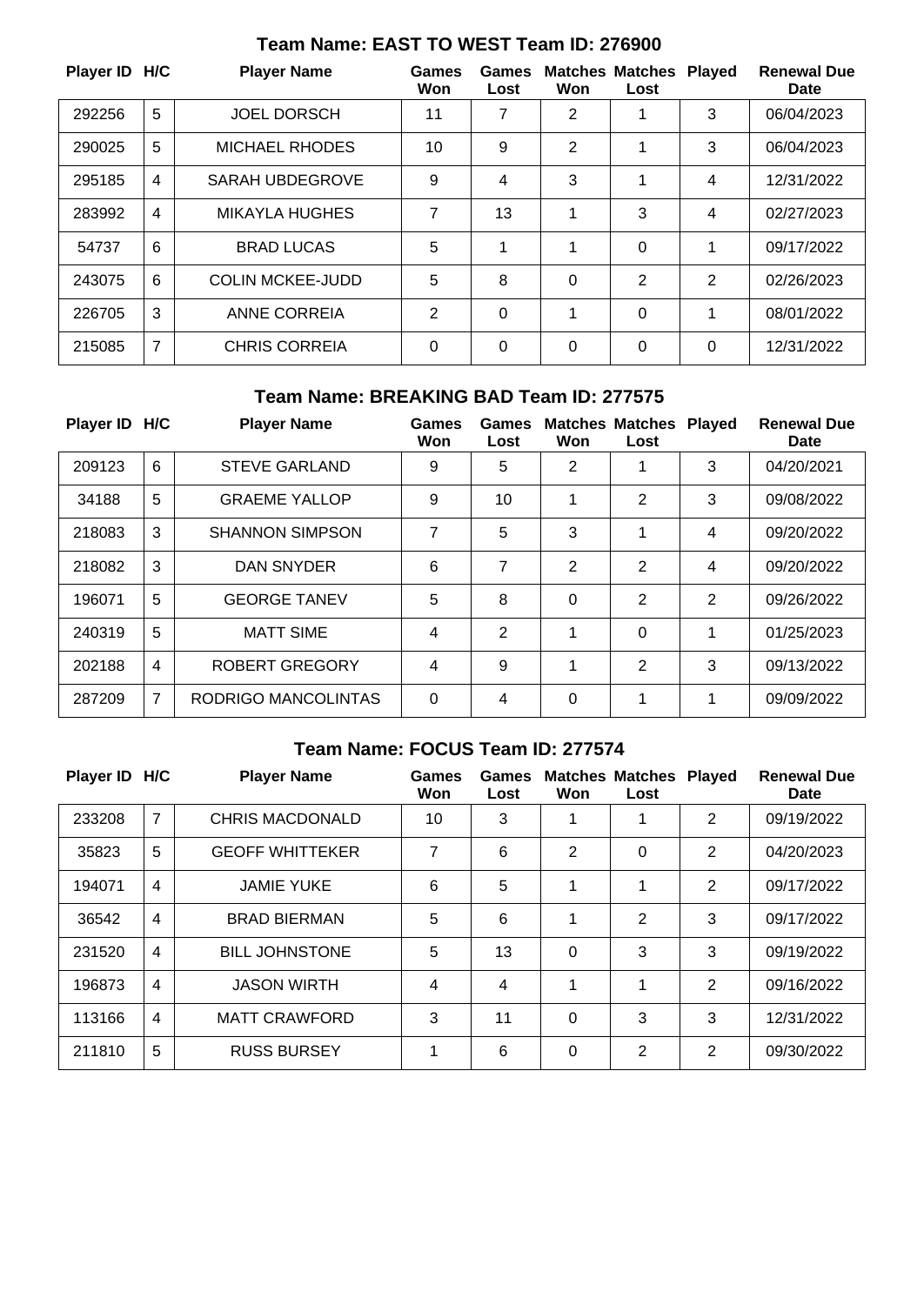### Team Name: EAST TO WEST Team ID: 276900

| Player ID | H/C | Player Name | Games Won | Games Lost | Matches Won | Matches Lost | Played | Renewal Due Date |
|---|---|---|---|---|---|---|---|---|
| 292256 | 5 | JOEL DORSCH | 11 | 7 | 2 | 1 | 3 | 06/04/2023 |
| 290025 | 5 | MICHAEL RHODES | 10 | 9 | 2 | 1 | 3 | 06/04/2023 |
| 295185 | 4 | SARAH UBDEGROVE | 9 | 4 | 3 | 1 | 4 | 12/31/2022 |
| 283992 | 4 | MIKAYLA HUGHES | 7 | 13 | 1 | 3 | 4 | 02/27/2023 |
| 54737 | 6 | BRAD LUCAS | 5 | 1 | 1 | 0 | 1 | 09/17/2022 |
| 243075 | 6 | COLIN MCKEE-JUDD | 5 | 8 | 0 | 2 | 2 | 02/26/2023 |
| 226705 | 3 | ANNE CORREIA | 2 | 0 | 1 | 0 | 1 | 08/01/2022 |
| 215085 | 7 | CHRIS CORREIA | 0 | 0 | 0 | 0 | 0 | 12/31/2022 |

### Team Name: BREAKING BAD Team ID: 277575

| Player ID | H/C | Player Name | Games Won | Games Lost | Matches Won | Matches Lost | Played | Renewal Due Date |
|---|---|---|---|---|---|---|---|---|
| 209123 | 6 | STEVE GARLAND | 9 | 5 | 2 | 1 | 3 | 04/20/2021 |
| 34188 | 5 | GRAEME YALLOP | 9 | 10 | 1 | 2 | 3 | 09/08/2022 |
| 218083 | 3 | SHANNON SIMPSON | 7 | 5 | 3 | 1 | 4 | 09/20/2022 |
| 218082 | 3 | DAN SNYDER | 6 | 7 | 2 | 2 | 4 | 09/20/2022 |
| 196071 | 5 | GEORGE TANEV | 5 | 8 | 0 | 2 | 2 | 09/26/2022 |
| 240319 | 5 | MATT SIME | 4 | 2 | 1 | 0 | 1 | 01/25/2023 |
| 202188 | 4 | ROBERT GREGORY | 4 | 9 | 1 | 2 | 3 | 09/13/2022 |
| 287209 | 7 | RODRIGO MANCOLINTAS | 0 | 4 | 0 | 1 | 1 | 09/09/2022 |

### Team Name: FOCUS Team ID: 277574

| Player ID | H/C | Player Name | Games Won | Games Lost | Matches Won | Matches Lost | Played | Renewal Due Date |
|---|---|---|---|---|---|---|---|---|
| 233208 | 7 | CHRIS MACDONALD | 10 | 3 | 1 | 1 | 2 | 09/19/2022 |
| 35823 | 5 | GEOFF WHITTEKER | 7 | 6 | 2 | 0 | 2 | 04/20/2023 |
| 194071 | 4 | JAMIE YUKE | 6 | 5 | 1 | 1 | 2 | 09/17/2022 |
| 36542 | 4 | BRAD BIERMAN | 5 | 6 | 1 | 2 | 3 | 09/17/2022 |
| 231520 | 4 | BILL JOHNSTONE | 5 | 13 | 0 | 3 | 3 | 09/19/2022 |
| 196873 | 4 | JASON WIRTH | 4 | 4 | 1 | 1 | 2 | 09/16/2022 |
| 113166 | 4 | MATT CRAWFORD | 3 | 11 | 0 | 3 | 3 | 12/31/2022 |
| 211810 | 5 | RUSS BURSEY | 1 | 6 | 0 | 2 | 2 | 09/30/2022 |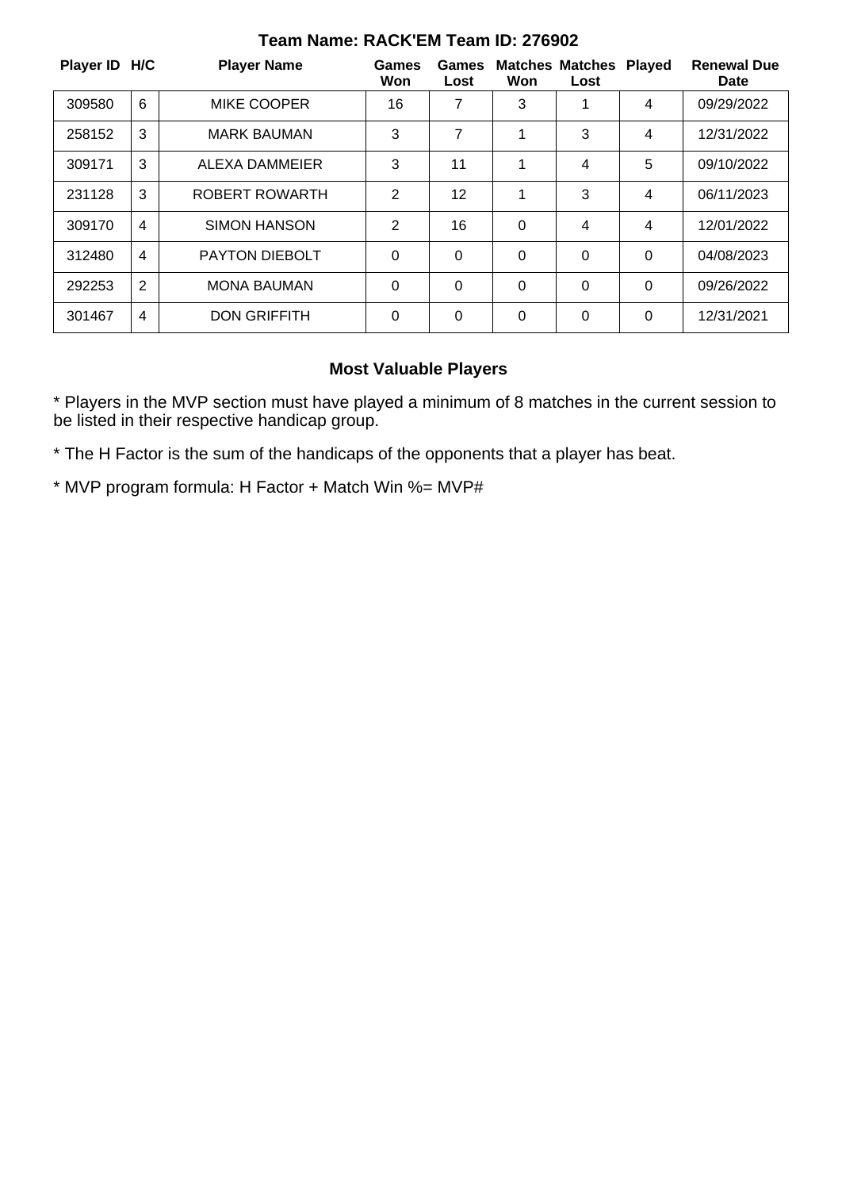## Team Name: RACK'EM Team ID: 276902

| Player ID | H/C | Player Name | Games Won | Games Lost | Matches Won | Matches Lost | Played | Renewal Due Date |
|---|---|---|---|---|---|---|---|---|
| 309580 | 6 | MIKE COOPER | 16 | 7 | 3 | 1 | 4 | 09/29/2022 |
| 258152 | 3 | MARK BAUMAN | 3 | 7 | 1 | 3 | 4 | 12/31/2022 |
| 309171 | 3 | ALEXA DAMMEIER | 3 | 11 | 1 | 4 | 5 | 09/10/2022 |
| 231128 | 3 | ROBERT ROWARTH | 2 | 12 | 1 | 3 | 4 | 06/11/2023 |
| 309170 | 4 | SIMON HANSON | 2 | 16 | 0 | 4 | 4 | 12/01/2022 |
| 312480 | 4 | PAYTON DIEBOLT | 0 | 0 | 0 | 0 | 0 | 04/08/2023 |
| 292253 | 2 | MONA BAUMAN | 0 | 0 | 0 | 0 | 0 | 09/26/2022 |
| 301467 | 4 | DON GRIFFITH | 0 | 0 | 0 | 0 | 0 | 12/31/2021 |

## Most Valuable Players

* Players in the MVP section must have played a minimum of 8 matches in the current session to be listed in their respective handicap group.

* The H Factor is the sum of the handicaps of the opponents that a player has beat.

* MVP program formula: H Factor + Match Win %= MVP#